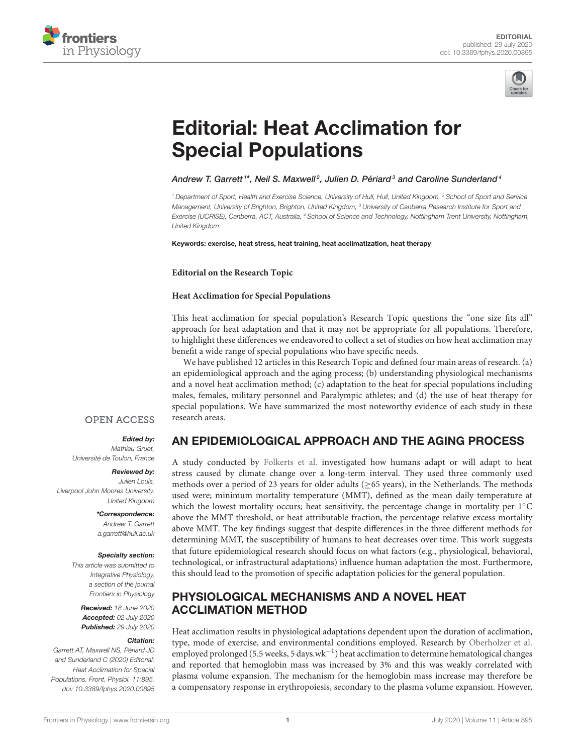EDITORIAL
published: 29 July 2020
doi: 10.3389/fphys.2020.00895

# Editorial: Heat Acclimation for Special Populations

*Andrew T. Garrett[1]*, Neil S. Maxwell[2], Julien D. Périard[3] and Caroline Sunderland[4]*

[1] Department of Sport, Health and Exercise Science, University of Hull, Hull, United Kingdom, [2] School of Sport and Service Management, University of Brighton, Brighton, United Kingdom, [3] University of Canberra Research Institute for Sport and Exercise (UCRISE), Canberra, ACT, Australia, [4] School of Science and Technology, Nottingham Trent University, Nottingham, United Kingdom

**Keywords: exercise, heat stress, heat training, heat acclimatization, heat therapy**

OPEN ACCESS

***Edited by:***
*Mathieu Gruet,*
*Université de Toulon, France*

***Reviewed by:***
*Julien Louis,*
*Liverpool John Moores University, United Kingdom*

***\*Correspondence:***
*Andrew T. Garrett*
*a.garrett@hull.ac.uk*

***Specialty section:***
*This article was submitted to Integrative Physiology, a section of the journal Frontiers in Physiology*

***Received:*** *18 June 2020*
***Accepted:*** *02 July 2020*
***Published:*** *29 July 2020*

***Citation:***
*Garrett AT, Maxwell NS, Périard JD and Sunderland C (2020) Editorial: Heat Acclimation for Special Populations. Front. Physiol. 11:895. doi: 10.3389/fphys.2020.00895*

**Editorial on the Research Topic**

**Heat Acclimation for Special Populations**

This heat acclimation for special population's Research Topic questions the "one size fits all" approach for heat adaptation and that it may not be appropriate for all populations. Therefore, to highlight these differences we endeavored to collect a set of studies on how heat acclimation may benefit a wide range of special populations who have specific needs.

We have published 12 articles in this Research Topic and defined four main areas of research. (a) an epidemiological approach and the aging process; (b) understanding physiological mechanisms and a novel heat acclimation method; (c) adaptation to the heat for special populations including males, females, military personnel and Paralympic athletes; and (d) the use of heat therapy for special populations. We have summarized the most noteworthy evidence of each study in these research areas.

## AN EPIDEMIOLOGICAL APPROACH AND THE AGING PROCESS

A study conducted by Folkerts et al. investigated how humans adapt or will adapt to heat stress caused by climate change over a long-term interval. They used three commonly used methods over a period of 23 years for older adults ($\geq$65 years), in the Netherlands. The methods used were; minimum mortality temperature (MMT), defined as the mean daily temperature at which the lowest mortality occurs; heat sensitivity, the percentage change in mortality per 1°C above the MMT threshold, or heat attributable fraction, the percentage relative excess mortality above MMT. The key findings suggest that despite differences in the three different methods for determining MMT, the susceptibility of humans to heat decreases over time. This work suggests that future epidemiological research should focus on what factors (e.g., physiological, behavioral, technological, or infrastructural adaptations) influence human adaptation the most. Furthermore, this should lead to the promotion of specific adaptation policies for the general population.

## PHYSIOLOGICAL MECHANISMS AND A NOVEL HEAT ACCLIMATION METHOD

Heat acclimation results in physiological adaptations dependent upon the duration of acclimation, type, mode of exercise, and environmental conditions employed. Research by Oberholzer et al. employed prolonged (5.5 weeks, 5 days.wk$^{-1}$) heat acclimation to determine hematological changes and reported that hemoglobin mass was increased by 3% and this was weakly correlated with plasma volume expansion. The mechanism for the hemoglobin mass increase may therefore be a compensatory response in erythropoiesis, secondary to the plasma volume expansion. However,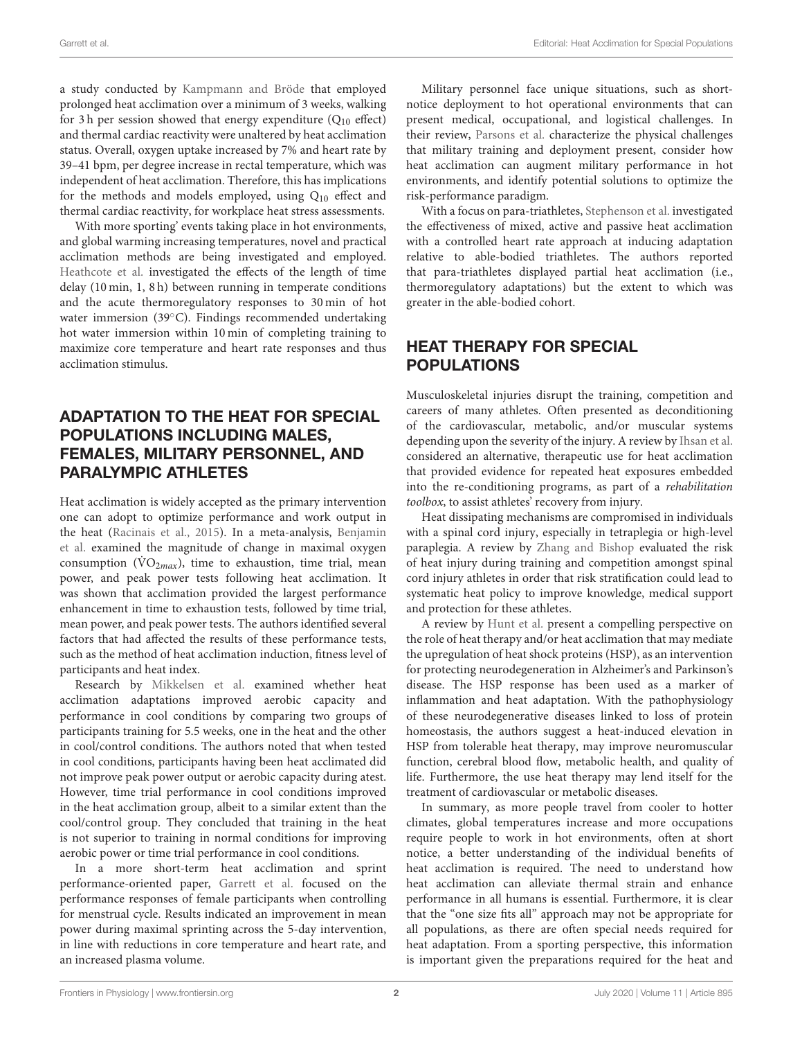a study conducted by Kampmann and Bröde that employed prolonged heat acclimation over a minimum of 3 weeks, walking for 3 h per session showed that energy expenditure ($Q_{10}$ effect) and thermal cardiac reactivity were unaltered by heat acclimation status. Overall, oxygen uptake increased by 7% and heart rate by 39–41 bpm, per degree increase in rectal temperature, which was independent of heat acclimation. Therefore, this has implications for the methods and models employed, using $Q_{10}$ effect and thermal cardiac reactivity, for workplace heat stress assessments.

With more sporting' events taking place in hot environments, and global warming increasing temperatures, novel and practical acclimation methods are being investigated and employed. Heathcote et al. investigated the effects of the length of time delay (10 min, 1, 8 h) between running in temperate conditions and the acute thermoregulatory responses to 30 min of hot water immersion (39°C). Findings recommended undertaking hot water immersion within 10 min of completing training to maximize core temperature and heart rate responses and thus acclimation stimulus.

## ADAPTATION TO THE HEAT FOR SPECIAL POPULATIONS INCLUDING MALES, FEMALES, MILITARY PERSONNEL, AND PARALYMPIC ATHLETES

Heat acclimation is widely accepted as the primary intervention one can adopt to optimize performance and work output in the heat (Racinais et al., 2015). In a meta-analysis, Benjamin et al. examined the magnitude of change in maximal oxygen consumption ($\dot{V}O_{2max}$), time to exhaustion, time trial, mean power, and peak power tests following heat acclimation. It was shown that acclimation provided the largest performance enhancement in time to exhaustion tests, followed by time trial, mean power, and peak power tests. The authors identified several factors that had affected the results of these performance tests, such as the method of heat acclimation induction, fitness level of participants and heat index.

Research by Mikkelsen et al. examined whether heat acclimation adaptations improved aerobic capacity and performance in cool conditions by comparing two groups of participants training for 5.5 weeks, one in the heat and the other in cool/control conditions. The authors noted that when tested in cool conditions, participants having been heat acclimated did not improve peak power output or aerobic capacity during atest. However, time trial performance in cool conditions improved in the heat acclimation group, albeit to a similar extent than the cool/control group. They concluded that training in the heat is not superior to training in normal conditions for improving aerobic power or time trial performance in cool conditions.

In a more short-term heat acclimation and sprint performance-oriented paper, Garrett et al. focused on the performance responses of female participants when controlling for menstrual cycle. Results indicated an improvement in mean power during maximal sprinting across the 5-day intervention, in line with reductions in core temperature and heart rate, and an increased plasma volume.

Military personnel face unique situations, such as short-notice deployment to hot operational environments that can present medical, occupational, and logistical challenges. In their review, Parsons et al. characterize the physical challenges that military training and deployment present, consider how heat acclimation can augment military performance in hot environments, and identify potential solutions to optimize the risk-performance paradigm.

With a focus on para-triathletes, Stephenson et al. investigated the effectiveness of mixed, active and passive heat acclimation with a controlled heart rate approach at inducing adaptation relative to able-bodied triathletes. The authors reported that para-triathletes displayed partial heat acclimation (i.e., thermoregulatory adaptations) but the extent to which was greater in the able-bodied cohort.

## HEAT THERAPY FOR SPECIAL POPULATIONS

Musculoskeletal injuries disrupt the training, competition and careers of many athletes. Often presented as deconditioning of the cardiovascular, metabolic, and/or muscular systems depending upon the severity of the injury. A review by Ihsan et al. considered an alternative, therapeutic use for heat acclimation that provided evidence for repeated heat exposures embedded into the re-conditioning programs, as part of a *rehabilitation toolbox*, to assist athletes' recovery from injury.

Heat dissipating mechanisms are compromised in individuals with a spinal cord injury, especially in tetraplegia or high-level paraplegia. A review by Zhang and Bishop evaluated the risk of heat injury during training and competition amongst spinal cord injury athletes in order that risk stratification could lead to systematic heat policy to improve knowledge, medical support and protection for these athletes.

A review by Hunt et al. present a compelling perspective on the role of heat therapy and/or heat acclimation that may mediate the upregulation of heat shock proteins (HSP), as an intervention for protecting neurodegeneration in Alzheimer's and Parkinson's disease. The HSP response has been used as a marker of inflammation and heat adaptation. With the pathophysiology of these neurodegenerative diseases linked to loss of protein homeostasis, the authors suggest a heat-induced elevation in HSP from tolerable heat therapy, may improve neuromuscular function, cerebral blood flow, metabolic health, and quality of life. Furthermore, the use heat therapy may lend itself for the treatment of cardiovascular or metabolic diseases.

In summary, as more people travel from cooler to hotter climates, global temperatures increase and more occupations require people to work in hot environments, often at short notice, a better understanding of the individual benefits of heat acclimation is required. The need to understand how heat acclimation can alleviate thermal strain and enhance performance in all humans is essential. Furthermore, it is clear that the "one size fits all" approach may not be appropriate for all populations, as there are often special needs required for heat adaptation. From a sporting perspective, this information is important given the preparations required for the heat and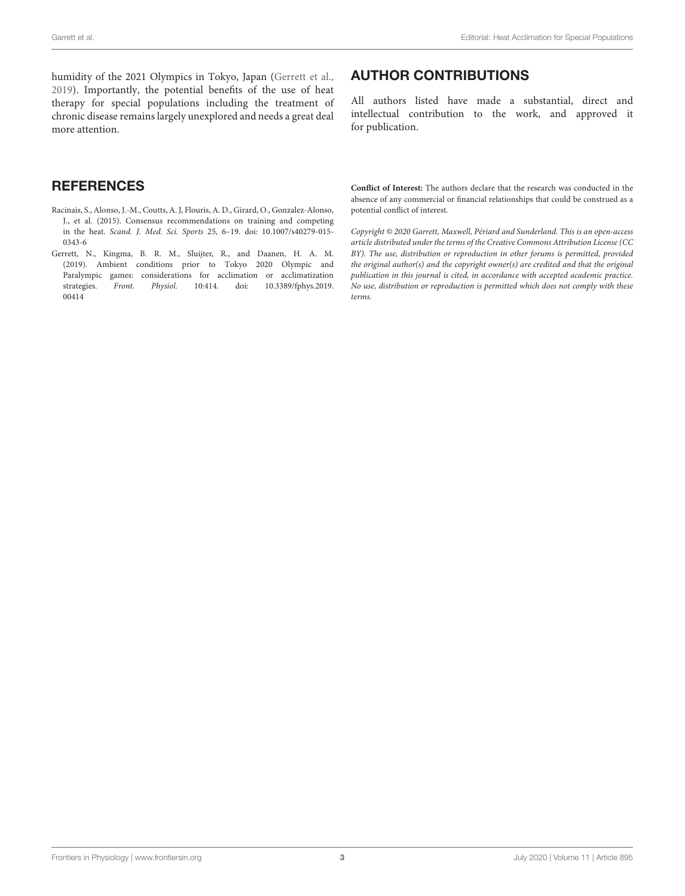humidity of the 2021 Olympics in Tokyo, Japan (Gerrett et al., 2019). Importantly, the potential benefits of the use of heat therapy for special populations including the treatment of chronic disease remains largely unexplored and needs a great deal more attention.

## AUTHOR CONTRIBUTIONS

All authors listed have made a substantial, direct and intellectual contribution to the work, and approved it for publication.

## REFERENCES

Racinais, S., Alonso, J.-M., Coutts, A. J, Flouris, A. D., Girard, O., Gonzalez-Alonso, J., et al. (2015). Consensus recommendations on training and competing in the heat. *Scand. J. Med. Sci. Sports* 25, 6–19. doi: 10.1007/s40279-015-0343-6

Gerrett, N., Kingma, B. R. M., Sluijter, R., and Daanen, H. A. M. (2019). Ambient conditions prior to Tokyo 2020 Olympic and Paralympic games: considerations for acclimation or acclimatization strategies. *Front. Physiol.* 10:414. doi: 10.3389/fphys.2019.00414

**Conflict of Interest:** The authors declare that the research was conducted in the absence of any commercial or financial relationships that could be construed as a potential conflict of interest.

*Copyright © 2020 Garrett, Maxwell, Périard and Sunderland. This is an open-access article distributed under the terms of the Creative Commons Attribution License (CC BY). The use, distribution or reproduction in other forums is permitted, provided the original author(s) and the copyright owner(s) are credited and that the original publication in this journal is cited, in accordance with accepted academic practice. No use, distribution or reproduction is permitted which does not comply with these terms.*